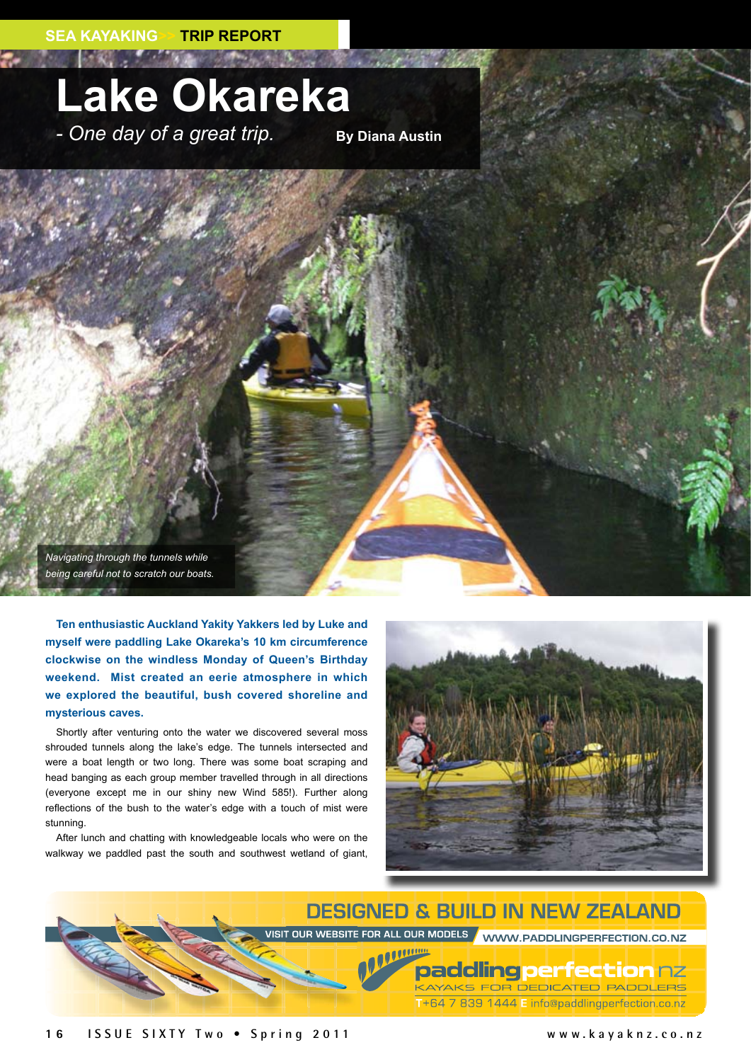SEA KAYAKING>> TRIP REPORT

# Lake Okareka

*- One day of a great trip.* **By Diana Austin**

*Navigating through the tunnels while being careful not to scratch our boats.*

**Ten enthusiastic Auckland Yakity Yakkers led by Luke and myself were paddling Lake Okareka's 10 km circumference clockwise on the windless Monday of Queen's Birthday weekend. Mist created an eerie atmosphere in which we explored the beautiful, bush covered shoreline and mysterious caves.**

Shortly after venturing onto the water we discovered several moss shrouded tunnels along the lake's edge. The tunnels intersected and were a boat length or two long. There was some boat scraping and head banging as each group member travelled through in all directions (everyone except me in our shiny new Wind 585!). Further along reflections of the bush to the water's edge with a touch of mist were stunning.

After lunch and chatting with knowledgeable locals who were on the walkway we paddled past the south and southwest wetland of giant,

DESIGNED & BUILD IN NEW ZEALAND

VISIT OUR WEBSITE FOR ALL OUR MODELS WWW.PADDLINGPERFECTION.CO.NZ

paddlingperfection nz

KAYAKS FOR DEDICATED PADDLERS

T +64 7 839 1444 E info@paddlingperfection.co.nz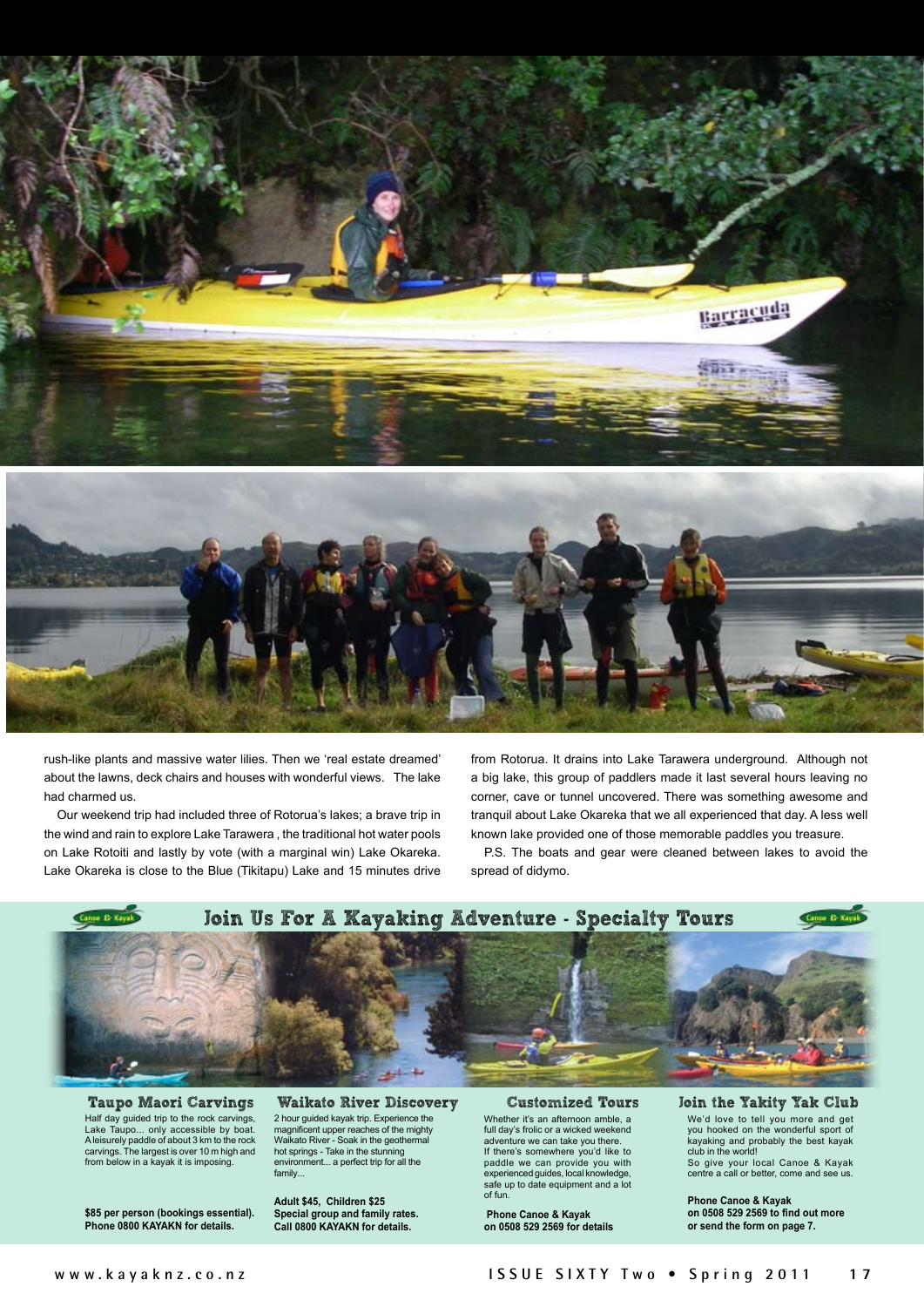rush-like plants and massive water lilies. Then we 'real estate dreamed' about the lawns, deck chairs and houses with wonderful views. The lake had charmed us.

Our weekend trip had included three of Rotorua's lakes; a brave trip in the wind and rain to explore Lake Tarawera , the traditional hot water pools on Lake Rotoiti and lastly by vote (with a marginal win) Lake Okareka. Lake Okareka is close to the Blue (Tikitapu) Lake and 15 minutes drive from Rotorua. It drains into Lake Tarawera underground. Although not a big lake, this group of paddlers made it last several hours leaving no corner, cave or tunnel uncovered. There was something awesome and tranquil about Lake Okareka that we all experienced that day. A less well known lake provided one of those memorable paddles you treasure.

P.S. The boats and gear were cleaned between lakes to avoid the spread of didymo.

## Join Us For A Kayaking Adventure - Specialty Tours

### Taupo Maori Carvings

Half day guided trip to the rock carvings, Lake Taupo... only accessible by boat. A leisurely paddle of about 3 km to the rock carvings. The largest is over 10 m high and from below in a kayak it is imposing.

**$85 per person (bookings essential). Phone 0800 KAYAKN for details.**

### Waikato River Discovery

2 hour guided kayak trip. Experience the magnificent upper reaches of the mighty Waikato River - Soak in the geothermal hot springs - Take in the stunning environment... a perfect trip for all the family...

**Adult $45, Children $25**
**Special group and family rates. Call 0800 KAYAKN for details.**

### Customized Tours

Whether it's an afternoon amble, a full day's frolic or a wicked weekend adventure we can take you there. If there's somewhere you'd like to paddle we can provide you with experienced guides, local knowledge, safe up to date equipment and a lot of fun.

**Phone Canoe & Kayak on 0508 529 2569 for details**

### Join the Yakity Yak Club

We'd love to tell you more and get you hooked on the wonderful sport of kayaking and probably the best kayak club in the world!
So give your local Canoe & Kayak centre a call or better, come and see us.

**Phone Canoe & Kayak on 0508 529 2569 to find out more or send the form on page 7.**